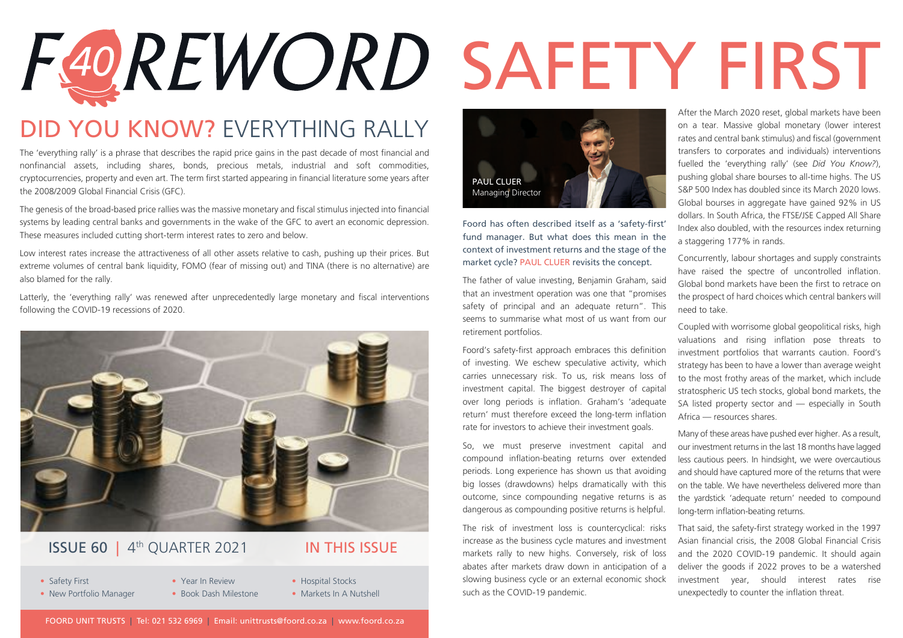# FOREWORD

## DID YOU KNOW? EVERYTHING RALLY

The 'everything rally' is a phrase that describes the rapid price gains in the past decade of most financial and nonfinancial assets, including shares, bonds, precious metals, industrial and soft commodities, cryptocurrencies, property and even art. The term first started appearing in financial literature some years after the 2008/2009 Global Financial Crisis (GFC).

The genesis of the broad-based price rallies was the massive monetary and fiscal stimulus injected into financial systems by leading central banks and governments in the wake of the GFC to avert an economic depression. These measures included cutting short-term interest rates to zero and below.

Low interest rates increase the attractiveness of all other assets relative to cash, pushing up their prices. But extreme volumes of central bank liquidity, FOMO (fear of missing out) and TINA (there is no alternative) are also blamed for the rally.

Latterly, the 'everything rally' was renewed after unprecedentedly large monetary and fiscal interventions following the COVID-19 recessions of 2020.

**ISSUE 60** | 4th QUARTER 2021

**IN THIS ISSUE**

- Safety First
- New Portfolio Manager
- Year In Review
- Book Dash Milestone
- Hospital Stocks
- Markets In A Nutshell

FOORD UNIT TRUSTS | Tel: 021 532 6969 | Email: unittrusts@foord.co.za | www.foord.co.za

# SAFETY FIRST

PAUL CLUER
Managing Director

Foord has often described itself as a 'safety-first' fund manager. But what does this mean in the context of investment returns and the stage of the market cycle? PAUL CLUER revisits the concept.

The father of value investing, Benjamin Graham, said that an investment operation was one that "promises safety of principal and an adequate return". This seems to summarise what most of us want from our retirement portfolios.

Foord's safety-first approach embraces this definition of investing. We eschew speculative activity, which carries unnecessary risk. To us, risk means loss of investment capital. The biggest destroyer of capital over long periods is inflation. Graham's 'adequate return' must therefore exceed the long-term inflation rate for investors to achieve their investment goals.

So, we must preserve investment capital and compound inflation-beating returns over extended periods. Long experience has shown us that avoiding big losses (drawdowns) helps dramatically with this outcome, since compounding negative returns is as dangerous as compounding positive returns is helpful.

The risk of investment loss is countercyclical: risks increase as the business cycle matures and investment markets rally to new highs. Conversely, risk of loss abates after markets draw down in anticipation of a slowing business cycle or an external economic shock such as the COVID-19 pandemic.

After the March 2020 reset, global markets have been on a tear. Massive global monetary (lower interest rates and central bank stimulus) and fiscal (government transfers to corporates and individuals) interventions fuelled the 'everything rally' (see *Did You Know?*), pushing global share bourses to all-time highs. The US S&P 500 Index has doubled since its March 2020 lows. Global bourses in aggregate have gained 92% in US dollars. In South Africa, the FTSE/JSE Capped All Share Index also doubled, with the resources index returning a staggering 177% in rands.

Concurrently, labour shortages and supply constraints have raised the spectre of uncontrolled inflation. Global bond markets have been the first to retrace on the prospect of hard choices which central bankers will need to take.

Coupled with worrisome global geopolitical risks, high valuations and rising inflation pose threats to investment portfolios that warrants caution. Foord's strategy has been to have a lower than average weight to the most frothy areas of the market, which include stratospheric US tech stocks, global bond markets, the SA listed property sector and — especially in South Africa — resources shares.

Many of these areas have pushed ever higher. As a result, our investment returns in the last 18 months have lagged less cautious peers. In hindsight, we were overcautious and should have captured more of the returns that were on the table. We have nevertheless delivered more than the yardstick 'adequate return' needed to compound long-term inflation-beating returns.

That said, the safety-first strategy worked in the 1997 Asian financial crisis, the 2008 Global Financial Crisis and the 2020 COVID-19 pandemic. It should again deliver the goods if 2022 proves to be a watershed investment year, should interest rates rise unexpectedly to counter the inflation threat.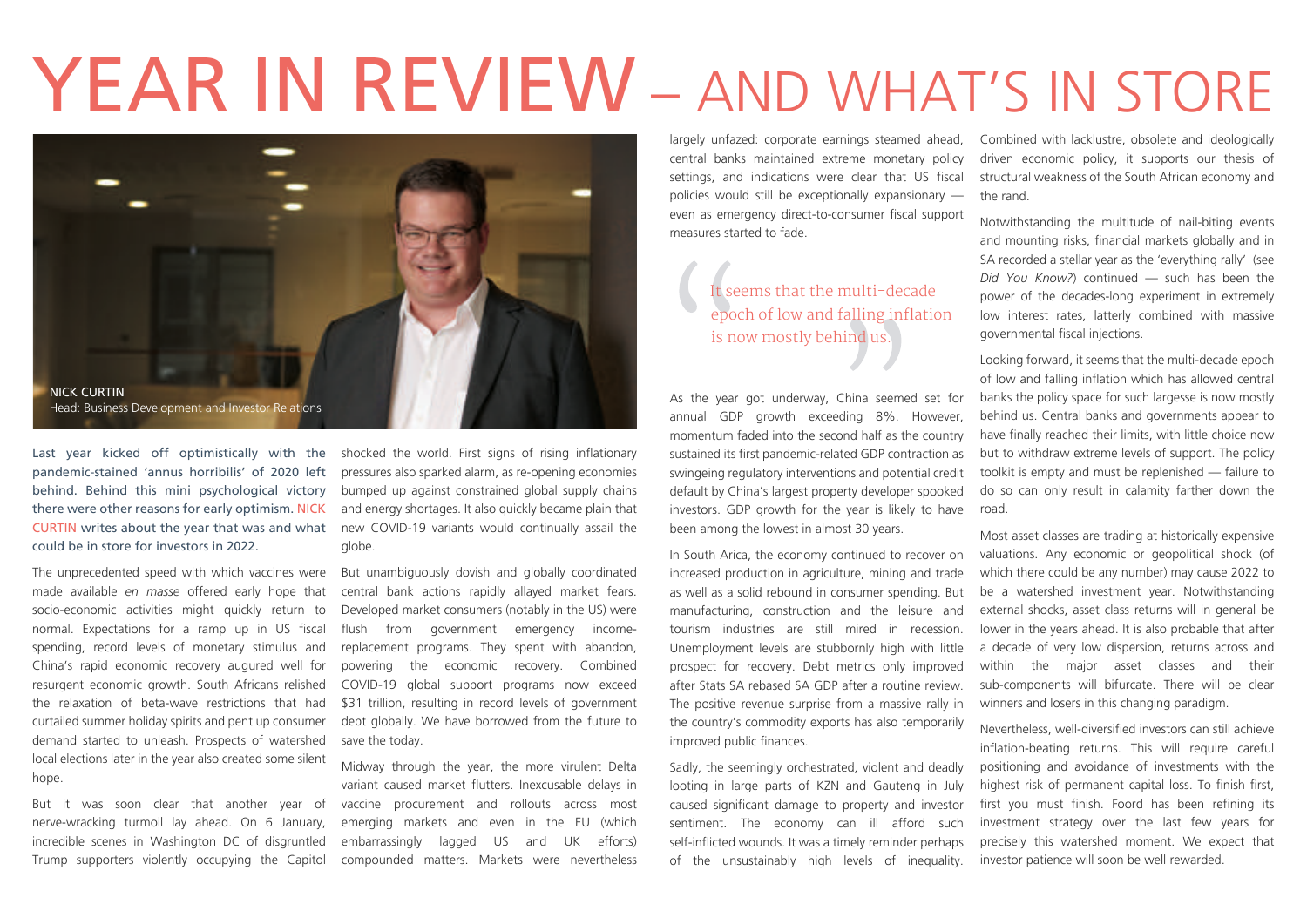# YEAR IN REVIEW – AND WHAT'S IN STORE

NICK CURTIN
Head: Business Development and Investor Relations

**Last year kicked off optimistically with the pandemic-stained 'annus horribilis' of 2020 left behind. Behind this mini psychological victory there were other reasons for early optimism. NICK CURTIN writes about the year that was and what could be in store for investors in 2022.**

The unprecedented speed with which vaccines were made available *en masse* offered early hope that socio-economic activities might quickly return to normal. Expectations for a ramp up in US fiscal spending, record levels of monetary stimulus and China's rapid economic recovery augured well for resurgent economic growth. South Africans relished the relaxation of beta-wave restrictions that had curtailed summer holiday spirits and pent up consumer demand started to unleash. Prospects of watershed local elections later in the year also created some silent hope.

But it was soon clear that another year of nerve-wracking turmoil lay ahead. On 6 January, incredible scenes in Washington DC of disgruntled Trump supporters violently occupying the Capitol shocked the world. First signs of rising inflationary pressures also sparked alarm, as re-opening economies bumped up against constrained global supply chains and energy shortages. It also quickly became plain that new COVID-19 variants would continually assail the globe.

But unambiguously dovish and globally coordinated central bank actions rapidly allayed market fears. Developed market consumers (notably in the US) were flush from government emergency income-replacement programs. They spent with abandon, powering the economic recovery. Combined COVID-19 global support programs now exceed $31 trillion, resulting in record levels of government debt globally. We have borrowed from the future to save the today.

Midway through the year, the more virulent Delta variant caused market flutters. Inexcusable delays in vaccine procurement and rollouts across most emerging markets and even in the EU (which embarrassingly lagged US and UK efforts) compounded matters. Markets were nevertheless largely unfazed: corporate earnings steamed ahead, central banks maintained extreme monetary policy settings, and indications were clear that US fiscal policies would still be exceptionally expansionary — even as emergency direct-to-consumer fiscal support measures started to fade.

> It seems that the multi-decade epoch of low and falling inflation is now mostly behind us.

As the year got underway, China seemed set for annual GDP growth exceeding 8%. However, momentum faded into the second half as the country sustained its first pandemic-related GDP contraction as swingeing regulatory interventions and potential credit default by China's largest property developer spooked investors. GDP growth for the year is likely to have been among the lowest in almost 30 years.

In South Arica, the economy continued to recover on increased production in agriculture, mining and trade as well as a solid rebound in consumer spending. But manufacturing, construction and the leisure and tourism industries are still mired in recession. Unemployment levels are stubbornly high with little prospect for recovery. Debt metrics only improved after Stats SA rebased SA GDP after a routine review. The positive revenue surprise from a massive rally in the country's commodity exports has also temporarily improved public finances.

Sadly, the seemingly orchestrated, violent and deadly looting in large parts of KZN and Gauteng in July caused significant damage to property and investor sentiment. The economy can ill afford such self-inflicted wounds. It was a timely reminder perhaps of the unsustainably high levels of inequality. Combined with lacklustre, obsolete and ideologically driven economic policy, it supports our thesis of structural weakness of the South African economy and the rand.

Notwithstanding the multitude of nail-biting events and mounting risks, financial markets globally and in SA recorded a stellar year as the 'everything rally' (see *Did You Know?*) continued — such has been the power of the decades-long experiment in extremely low interest rates, latterly combined with massive governmental fiscal injections.

Looking forward, it seems that the multi-decade epoch of low and falling inflation which has allowed central banks the policy space for such largesse is now mostly behind us. Central banks and governments appear to have finally reached their limits, with little choice now but to withdraw extreme levels of support. The policy toolkit is empty and must be replenished — failure to do so can only result in calamity farther down the road.

Most asset classes are trading at historically expensive valuations. Any economic or geopolitical shock (of which there could be any number) may cause 2022 to be a watershed investment year. Notwithstanding external shocks, asset class returns will in general be lower in the years ahead. It is also probable that after a decade of very low dispersion, returns across and within the major asset classes and their sub-components will bifurcate. There will be clear winners and losers in this changing paradigm.

Nevertheless, well-diversified investors can still achieve inflation-beating returns. This will require careful positioning and avoidance of investments with the highest risk of permanent capital loss. To finish first, first you must finish. Foord has been refining its investment strategy over the last few years for precisely this watershed moment. We expect that investor patience will soon be well rewarded.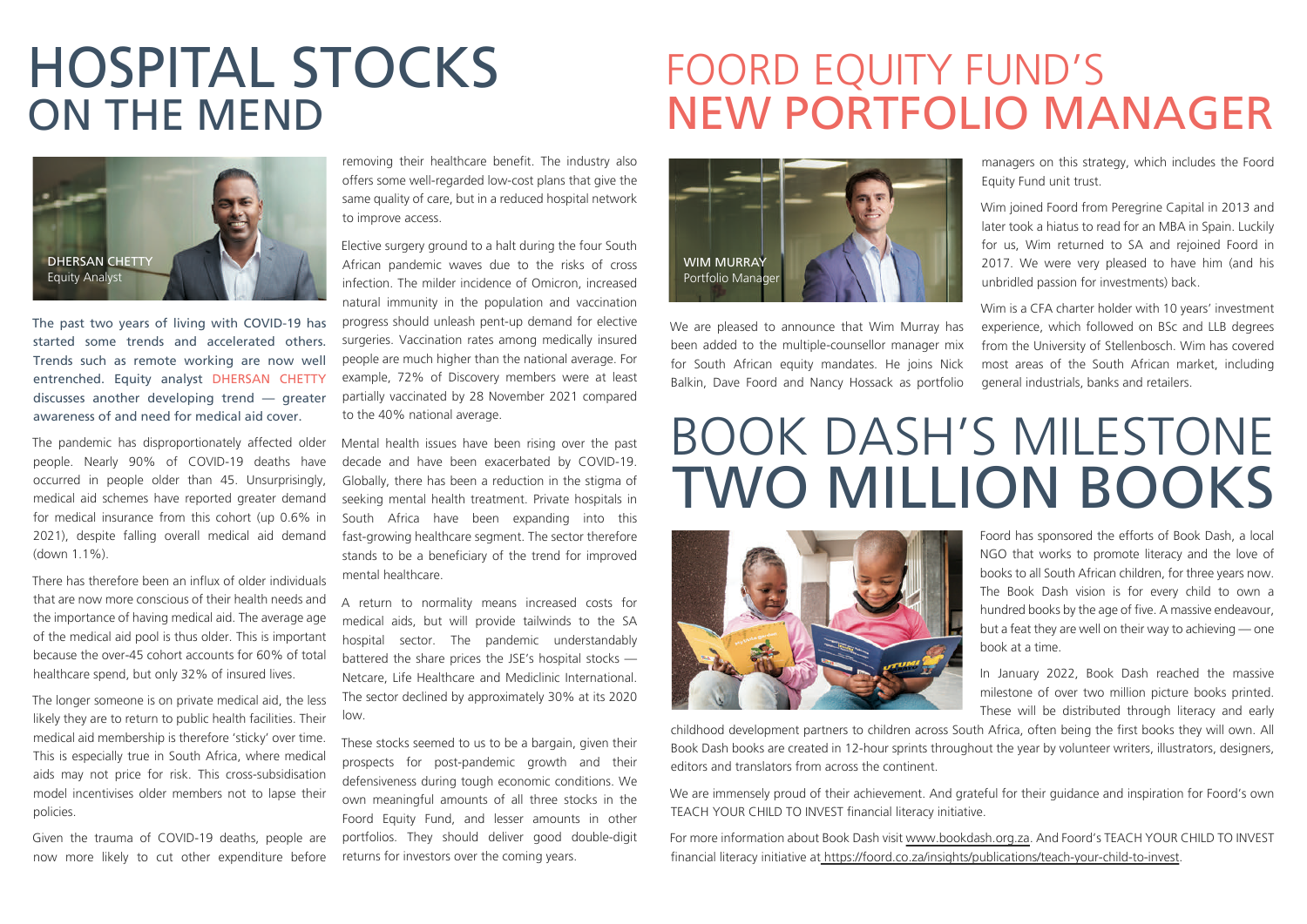# HOSPITAL STOCKS ON THE MEND

DHERSAN CHETTY
Equity Analyst

**The past two years of living with COVID-19 has started some trends and accelerated others. Trends such as remote working are now well entrenched. Equity analyst DHERSAN CHETTY discusses another developing trend — greater awareness of and need for medical aid cover.**

The pandemic has disproportionately affected older people. Nearly 90% of COVID-19 deaths have occurred in people older than 45. Unsurprisingly, medical aid schemes have reported greater demand for medical insurance from this cohort (up 0.6% in 2021), despite falling overall medical aid demand (down 1.1%).

There has therefore been an influx of older individuals that are now more conscious of their health needs and the importance of having medical aid. The average age of the medical aid pool is thus older. This is important because the over-45 cohort accounts for 60% of total healthcare spend, but only 32% of insured lives.

The longer someone is on private medical aid, the less likely they are to return to public health facilities. Their medical aid membership is therefore 'sticky' over time. This is especially true in South Africa, where medical aids may not price for risk. This cross-subsidisation model incentivises older members not to lapse their policies.

Given the trauma of COVID-19 deaths, people are now more likely to cut other expenditure before removing their healthcare benefit. The industry also offers some well-regarded low-cost plans that give the same quality of care, but in a reduced hospital network to improve access.

Elective surgery ground to a halt during the four South African pandemic waves due to the risks of cross infection. The milder incidence of Omicron, increased natural immunity in the population and vaccination progress should unleash pent-up demand for elective surgeries. Vaccination rates among medically insured people are much higher than the national average. For example, 72% of Discovery members were at least partially vaccinated by 28 November 2021 compared to the 40% national average.

Mental health issues have been rising over the past decade and have been exacerbated by COVID-19. Globally, there has been a reduction in the stigma of seeking mental health treatment. Private hospitals in South Africa have been expanding into this fast-growing healthcare segment. The sector therefore stands to be a beneficiary of the trend for improved mental healthcare.

A return to normality means increased costs for medical aids, but will provide tailwinds to the SA hospital sector. The pandemic understandably battered the share prices the JSE's hospital stocks — Netcare, Life Healthcare and Mediclinic International. The sector declined by approximately 30% at its 2020 low.

These stocks seemed to us to be a bargain, given their prospects for post-pandemic growth and their defensiveness during tough economic conditions. We own meaningful amounts of all three stocks in the Foord Equity Fund, and lesser amounts in other portfolios. They should deliver good double-digit returns for investors over the coming years.

# FOORD EQUITY FUND'S NEW PORTFOLIO MANAGER

WIM MURRAY
Portfolio Manager

We are pleased to announce that Wim Murray has been added to the multiple-counsellor manager mix for South African equity mandates. He joins Nick Balkin, Dave Foord and Nancy Hossack as portfolio managers on this strategy, which includes the Foord Equity Fund unit trust.

Wim joined Foord from Peregrine Capital in 2013 and later took a hiatus to read for an MBA in Spain. Luckily for us, Wim returned to SA and rejoined Foord in 2017. We were very pleased to have him (and his unbridled passion for investments) back.

Wim is a CFA charter holder with 10 years' investment experience, which followed on BSc and LLB degrees from the University of Stellenbosch. Wim has covered most areas of the South African market, including general industrials, banks and retailers.

# BOOK DASH'S MILESTONE TWO MILLION BOOKS

Foord has sponsored the efforts of Book Dash, a local NGO that works to promote literacy and the love of books to all South African children, for three years now. The Book Dash vision is for every child to own a hundred books by the age of five. A massive endeavour, but a feat they are well on their way to achieving — one book at a time.

In January 2022, Book Dash reached the massive milestone of over two million picture books printed. These will be distributed through literacy and early childhood development partners to children across South Africa, often being the first books they will own. All Book Dash books are created in 12-hour sprints throughout the year by volunteer writers, illustrators, designers, editors and translators from across the continent.

We are immensely proud of their achievement. And grateful for their guidance and inspiration for Foord's own TEACH YOUR CHILD TO INVEST financial literacy initiative.

For more information about Book Dash visit www.bookdash.org.za. And Foord's TEACH YOUR CHILD TO INVEST financial literacy initiative at https://foord.co.za/insights/publications/teach-your-child-to-invest.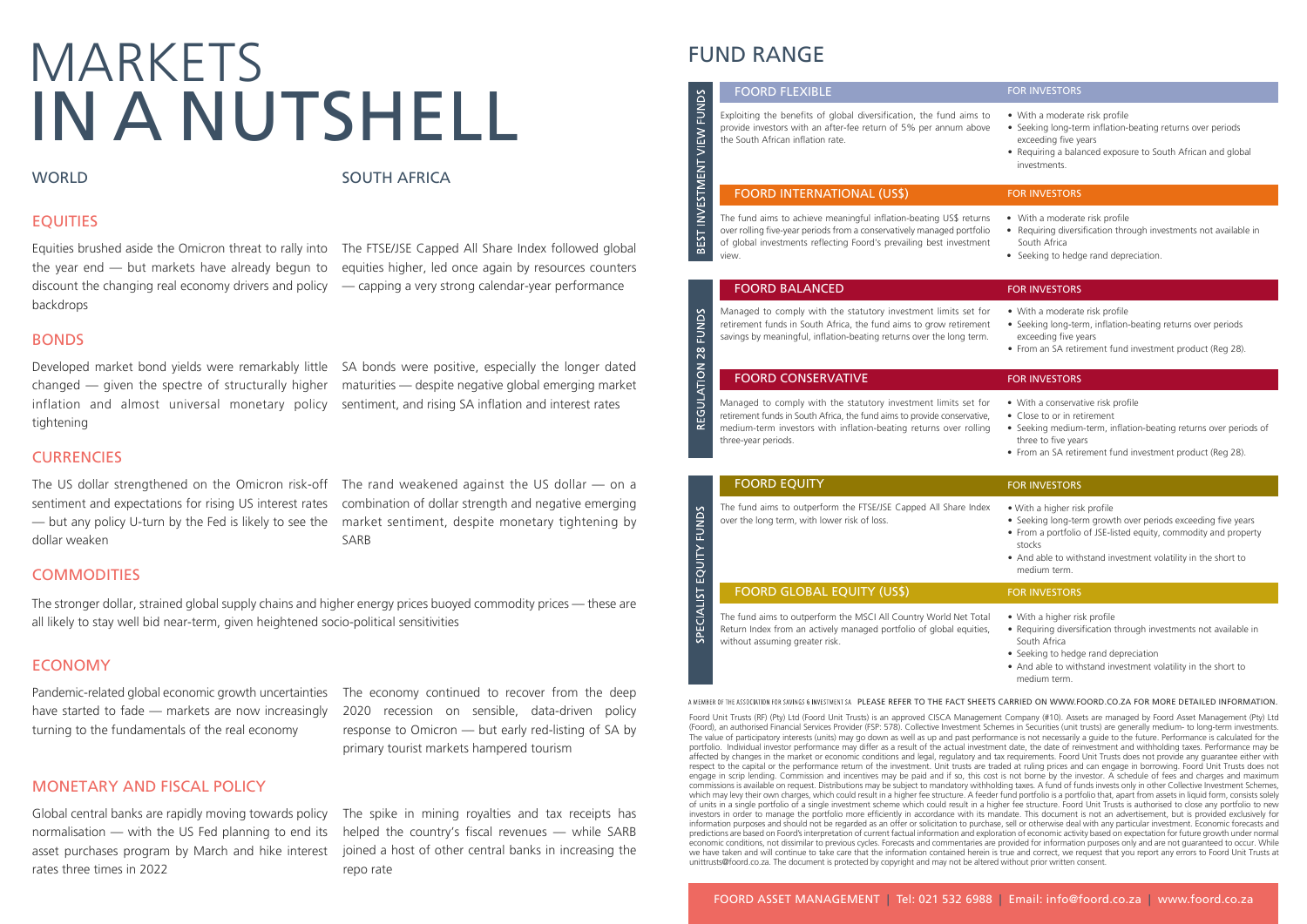# MARKETS IN A NUTSHELL

## EQUITIES

**World:** Equities brushed aside the Omicron threat to rally into the year end — but markets have already begun to discount the changing real economy drivers and policy backdrops

**South Africa:** The FTSE/JSE Capped All Share Index followed global equities higher, led once again by resources counters — capping a very strong calendar-year performance

## BONDS

**World:** Developed market bond yields were remarkably little changed — given the spectre of structurally higher inflation and almost universal monetary policy tightening

**South Africa:** SA bonds were positive, especially the longer dated maturities — despite negative global emerging market sentiment, and rising SA inflation and interest rates

## CURRENCIES

**World:** The US dollar strengthened on the Omicron risk-off sentiment and expectations for rising US interest rates — but any policy U-turn by the Fed is likely to see the dollar weaken

**South Africa:** The rand weakened against the US dollar — on a combination of dollar strength and negative emerging market sentiment, despite monetary tightening by SARB

## COMMODITIES

The stronger dollar, strained global supply chains and higher energy prices buoyed commodity prices — these are all likely to stay well bid near-term, given heightened socio-political sensitivities

## ECONOMY

**World:** Pandemic-related global economic growth uncertainties have started to fade — markets are now increasingly turning to the fundamentals of the real economy

**South Africa:** The economy continued to recover from the deep 2020 recession on sensible, data-driven policy response to Omicron — but early red-listing of SA by primary tourist markets hampered tourism

## MONETARY AND FISCAL POLICY

**World:** Global central banks are rapidly moving towards policy normalisation — with the US Fed planning to end its asset purchases program by March and hike interest rates three times in 2022

**South Africa:** The spike in mining royalties and tax receipts has helped the country's fiscal revenues — while SARB joined a host of other central banks in increasing the repo rate

# FUND RANGE

## BEST INVESTMENT VIEW FUNDS

### FOORD FLEXIBLE

Exploiting the benefits of global diversification, the fund aims to provide investors with an after-fee return of 5% per annum above the South African inflation rate.

**FOR INVESTORS**

- With a moderate risk profile
- Seeking long-term inflation-beating returns over periods exceeding five years
- Requiring a balanced exposure to South African and global investments.

### FOORD INTERNATIONAL (US$)

The fund aims to achieve meaningful inflation-beating US$ returns over rolling five-year periods from a conservatively managed portfolio of global investments reflecting Foord's prevailing best investment view.

**FOR INVESTORS**

- With a moderate risk profile
- Requiring diversification through investments not available in South Africa
- Seeking to hedge rand depreciation.

## REGULATION 28 FUNDS

### FOORD BALANCED

Managed to comply with the statutory investment limits set for retirement funds in South Africa, the fund aims to grow retirement savings by meaningful, inflation-beating returns over the long term.

**FOR INVESTORS**

- With a moderate risk profile
- Seeking long-term, inflation-beating returns over periods exceeding five years
- From an SA retirement fund investment product (Reg 28).

### FOORD CONSERVATIVE

Managed to comply with the statutory investment limits set for retirement funds in South Africa, the fund aims to provide conservative, medium-term investors with inflation-beating returns over rolling three-year periods.

**FOR INVESTORS**

- With a conservative risk profile
- Close to or in retirement
- Seeking medium-term, inflation-beating returns over periods of three to five years
- From an SA retirement fund investment product (Reg 28).

## SPECIALIST EQUITY FUNDS

### FOORD EQUITY

The fund aims to outperform the FTSE/JSE Capped All Share Index over the long term, with lower risk of loss.

**FOR INVESTORS**

- With a higher risk profile
- Seeking long-term growth over periods exceeding five years
- From a portfolio of JSE-listed equity, commodity and property stocks
- And able to withstand investment volatility in the short to medium term.

### FOORD GLOBAL EQUITY (US$)

The fund aims to outperform the MSCI All Country World Net Total Return Index from an actively managed portfolio of global equities, without assuming greater risk.

**FOR INVESTORS**

- With a higher risk profile
- Requiring diversification through investments not available in South Africa
- Seeking to hedge rand depreciation
- And able to withstand investment volatility in the short to medium term.

A MEMBER OF THE ASSOCIATION FOR SAVINGS & INVESTMENT SA. PLEASE REFER TO THE FACT SHEETS CARRIED ON WWW.FOORD.CO.ZA FOR MORE DETAILED INFORMATION.

Foord Unit Trusts (RF) (Pty) Ltd (Foord Unit Trusts) is an approved CISCA Management Company (#10). Assets are managed by Foord Asset Management (Pty) Ltd (Foord), an authorised Financial Services Provider (FSP: 578). Collective Investment Schemes in Securities (unit trusts) are generally medium- to long-term investments. The value of participatory interests (units) may go down as well as up and past performance is not necessarily a guide to the future. Performance is calculated for the portfolio. Individual investor performance may differ as a result of the actual investment date, the date of reinvestment and withholding taxes. Performance may be affected by changes in the market or economic conditions and legal, regulatory and tax requirements. Foord Unit Trusts does not provide any guarantee either with respect to the capital or the performance return of the investment. Unit trusts are traded at ruling prices and can engage in borrowing. Foord Unit Trusts does not engage in scrip lending. Commission and incentives may be paid and if so, this cost is not borne by the investor. A schedule of fees and charges and maximum commissions is available on request. Distributions may be subject to mandatory withholding taxes. A fund of funds invests only in other Collective Investment Schemes, which may levy their own charges, which could result in a higher fee structure. A feeder fund portfolio is a portfolio that, apart from assets in liquid form, consists solely of units in a single portfolio of a single investment scheme which could result in a higher fee structure. Foord Unit Trusts is authorised to close any portfolio to new investors in order to manage the portfolio more efficiently in accordance with its mandate. This document is not an advertisement, but is provided exclusively for information purposes and should not be regarded as an offer or solicitation to purchase, sell or otherwise deal with any particular investment. Economic forecasts and predictions are based on Foord's interpretation of current factual information and exploration of economic activity based on expectation for future growth under normal economic conditions, not dissimilar to previous cycles. Forecasts and commentaries are provided for information purposes only and are not guaranteed to occur. While we have taken and will continue to take care that the information contained herein is true and correct, we request that you report any errors to Foord Unit Trusts at unittrusts@foord.co.za. The document is protected by copyright and may not be altered without prior written consent.

FOORD ASSET MANAGEMENT | Tel: 021 532 6988 | Email: info@foord.co.za | www.foord.co.za